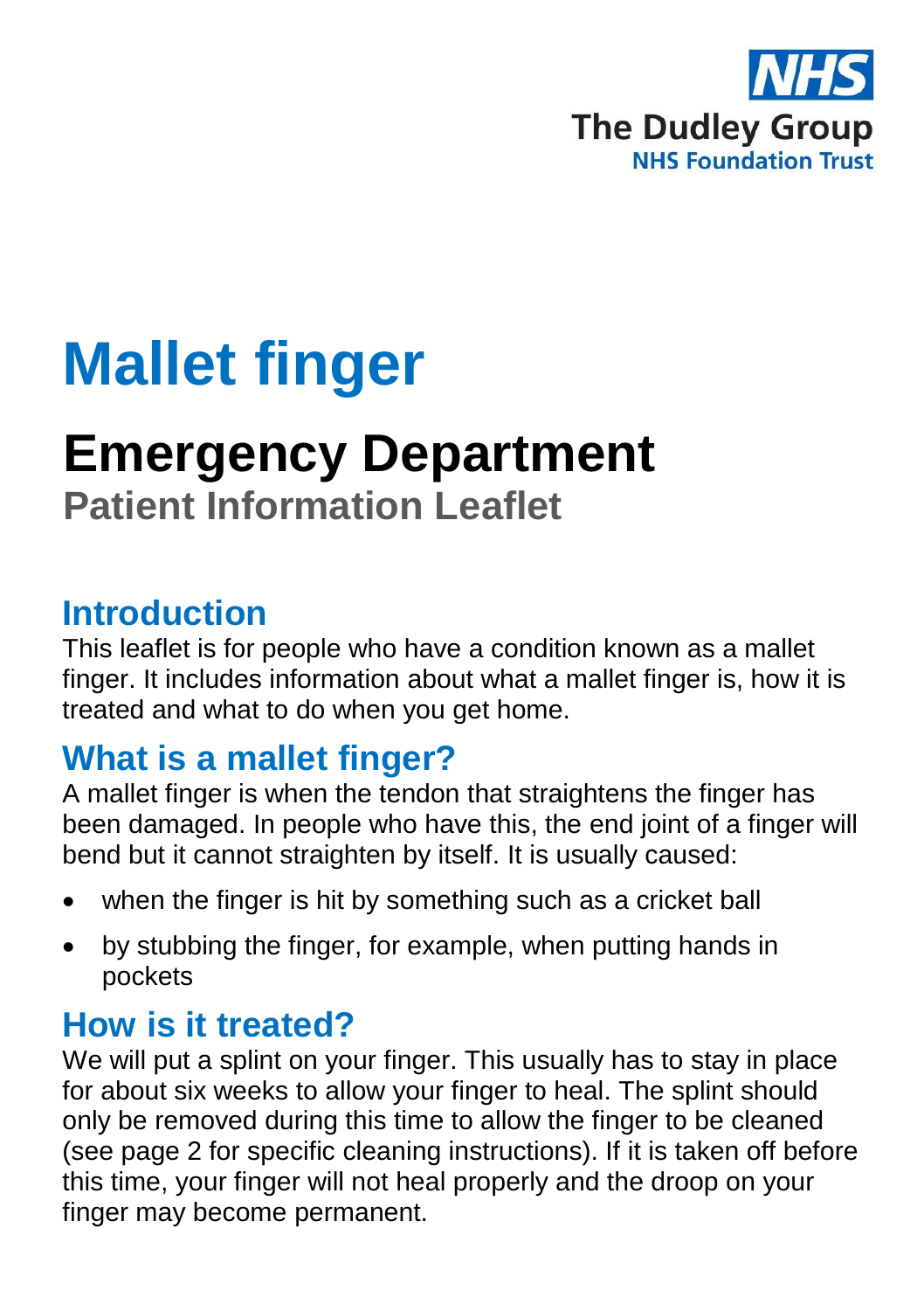NHS

The Dudley Group
NHS Foundation Trust

# Mallet finger

# Emergency Department

### Patient Information Leaflet

## Introduction

This leaflet is for people who have a condition known as a mallet finger. It includes information about what a mallet finger is, how it is treated and what to do when you get home.

## What is a mallet finger?

A mallet finger is when the tendon that straightens the finger has been damaged. In people who have this, the end joint of a finger will bend but it cannot straighten by itself. It is usually caused:

- when the finger is hit by something such as a cricket ball
- by stubbing the finger, for example, when putting hands in pockets

## How is it treated?

We will put a splint on your finger. This usually has to stay in place for about six weeks to allow your finger to heal. The splint should only be removed during this time to allow the finger to be cleaned (see page 2 for specific cleaning instructions). If it is taken off before this time, your finger will not heal properly and the droop on your finger may become permanent.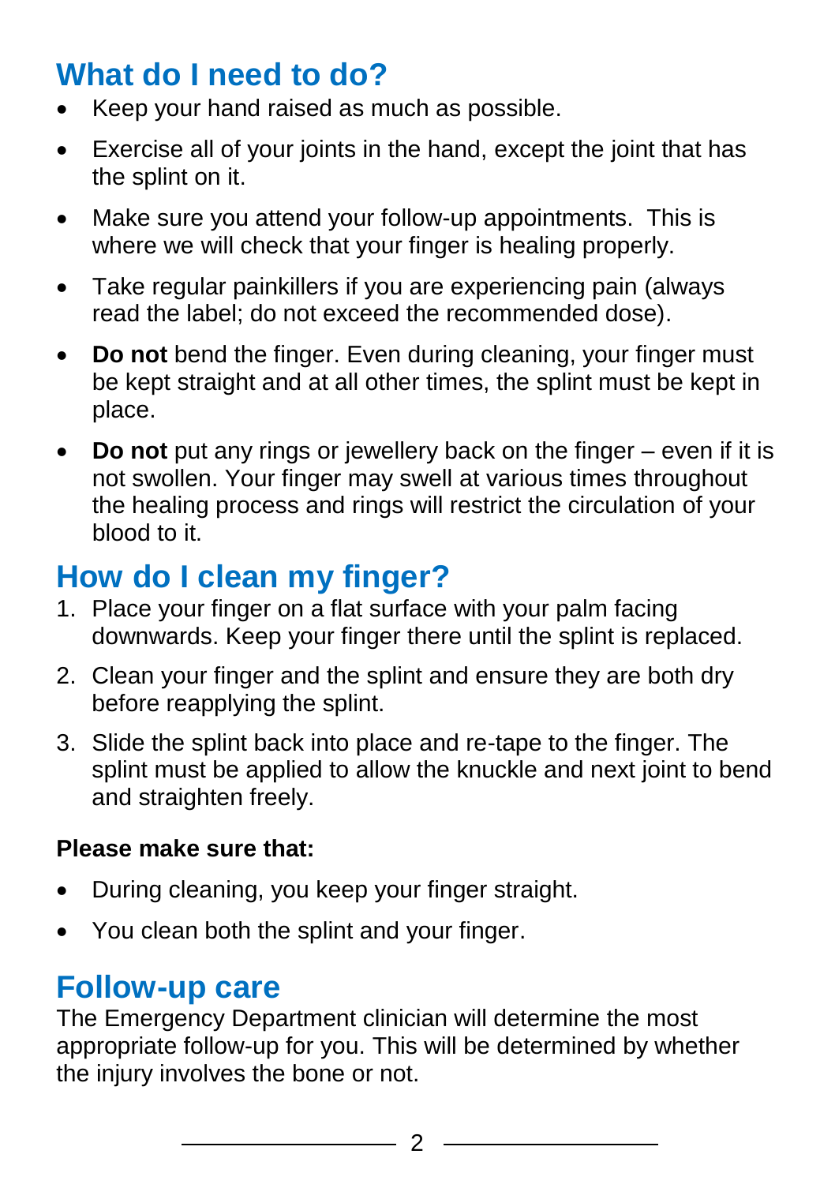## What do I need to do?

- Keep your hand raised as much as possible.
- Exercise all of your joints in the hand, except the joint that has the splint on it.
- Make sure you attend your follow-up appointments. This is where we will check that your finger is healing properly.
- Take regular painkillers if you are experiencing pain (always read the label; do not exceed the recommended dose).
- **Do not** bend the finger. Even during cleaning, your finger must be kept straight and at all other times, the splint must be kept in place.
- **Do not** put any rings or jewellery back on the finger – even if it is not swollen. Your finger may swell at various times throughout the healing process and rings will restrict the circulation of your blood to it.

## How do I clean my finger?

1. Place your finger on a flat surface with your palm facing downwards. Keep your finger there until the splint is replaced.
2. Clean your finger and the splint and ensure they are both dry before reapplying the splint.
3. Slide the splint back into place and re-tape to the finger. The splint must be applied to allow the knuckle and next joint to bend and straighten freely.

**Please make sure that:**

- During cleaning, you keep your finger straight.
- You clean both the splint and your finger.

## Follow-up care

The Emergency Department clinician will determine the most appropriate follow-up for you. This will be determined by whether the injury involves the bone or not.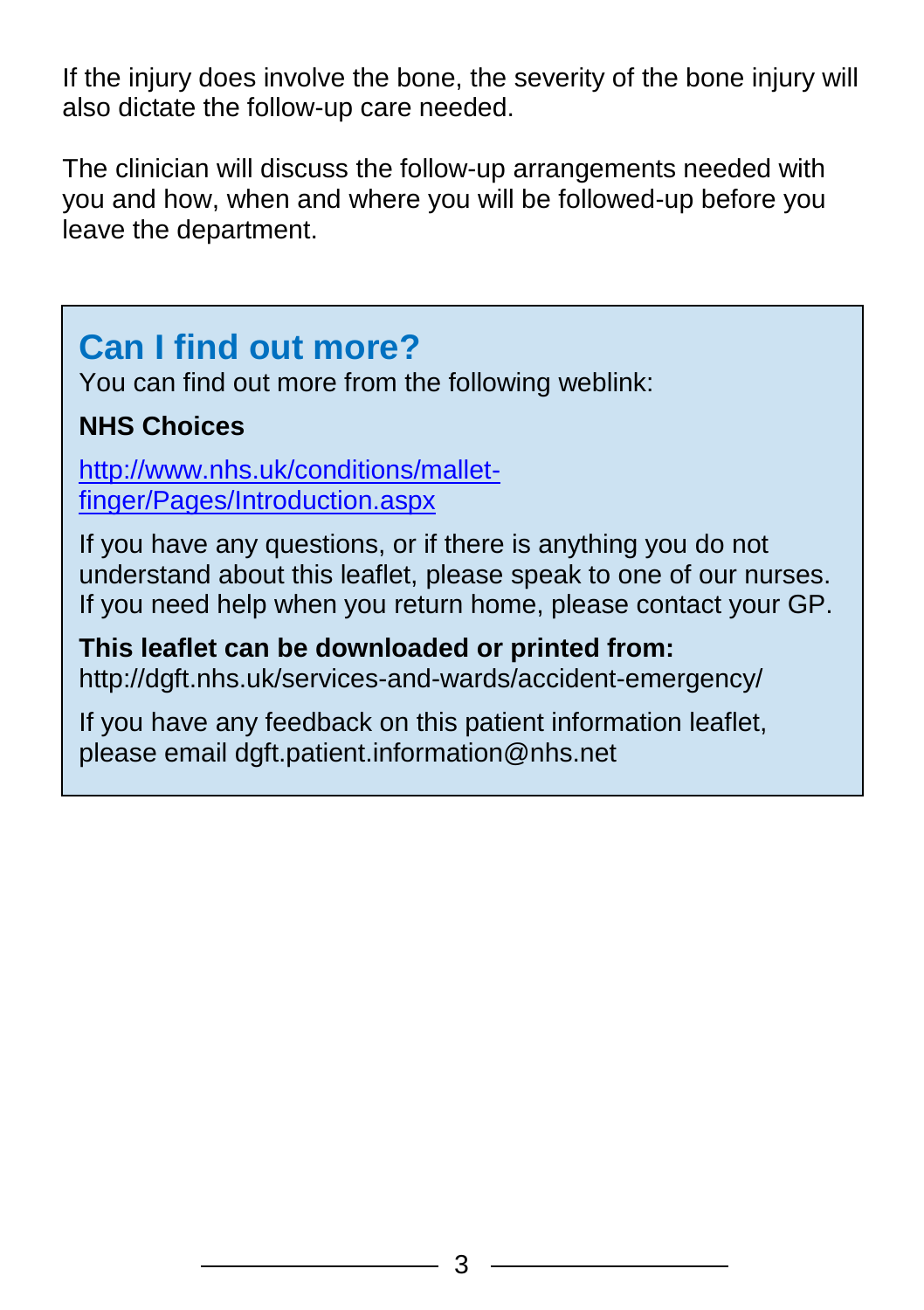If the injury does involve the bone, the severity of the bone injury will also dictate the follow-up care needed.

The clinician will discuss the follow-up arrangements needed with you and how, when and where you will be followed-up before you leave the department.

## Can I find out more?

You can find out more from the following weblink:

**NHS Choices**

[http://www.nhs.uk/conditions/mallet-finger/Pages/Introduction.aspx](http://www.nhs.uk/conditions/mallet-finger/Pages/Introduction.aspx)

If you have any questions, or if there is anything you do not understand about this leaflet, please speak to one of our nurses. If you need help when you return home, please contact your GP.

**This leaflet can be downloaded or printed from:**
http://dgft.nhs.uk/services-and-wards/accident-emergency/

If you have any feedback on this patient information leaflet, please email dgft.patient.information@nhs.net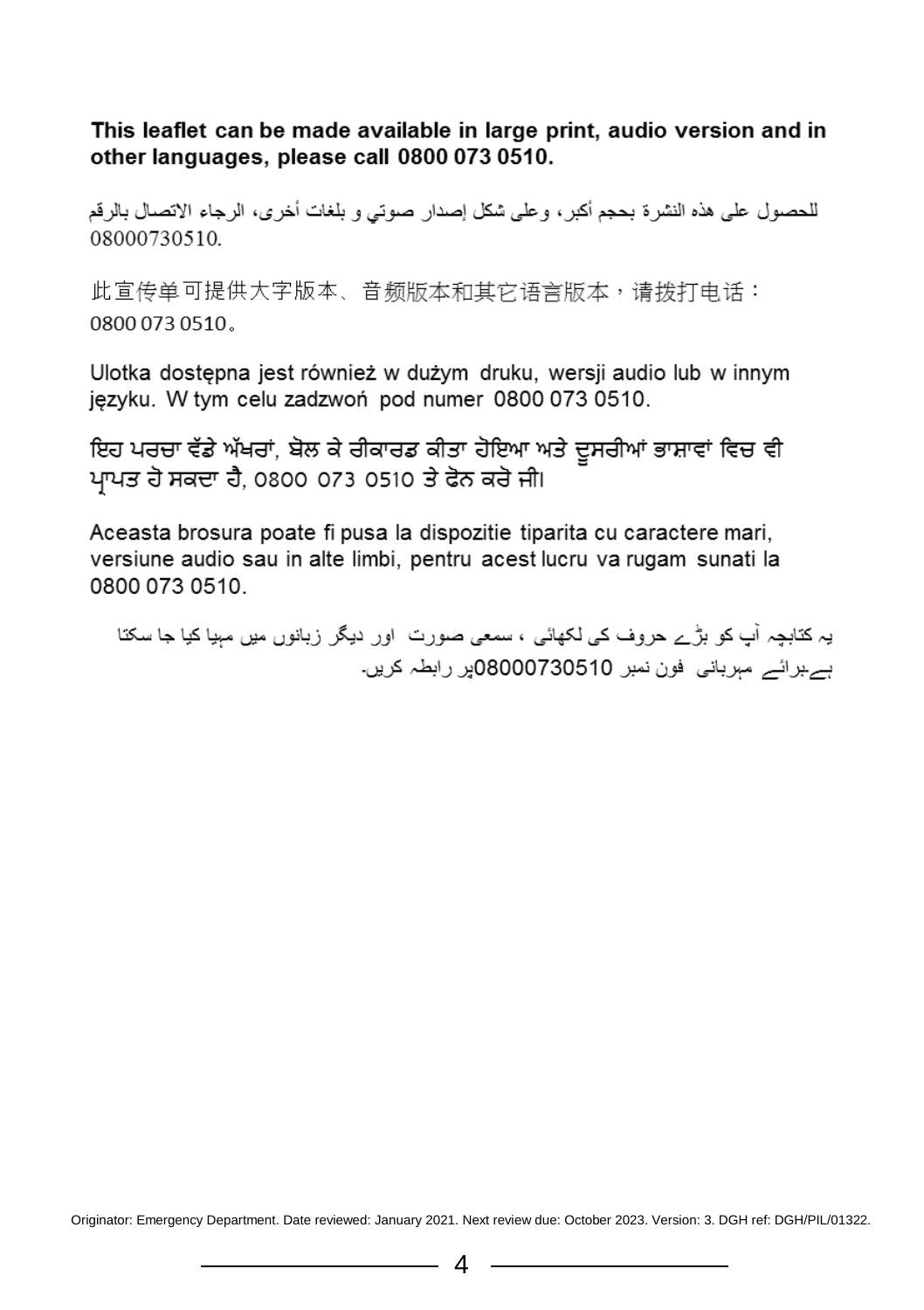**This leaflet can be made available in large print, audio version and in other languages, please call 0800 073 0510.**

للحصول على هذه النشرة بحجم أكبر، وعلى شكل إصدار صوتي و بلغات أخرى، الرجاء الاتصال بالرقم 08000730510.

此宣传单可提供大字版本、音频版本和其它语言版本，请拨打电话：0800 073 0510。

Ulotka dostępna jest również w dużym druku, wersji audio lub w innym języku. W tym celu zadzwoń pod numer 0800 073 0510.

ਇਹ ਪਰਚਾ ਵੱਡੇ ਅੱਖਰਾਂ, ਬੋਲ ਕੇ ਰੀਕਾਰਡ ਕੀਤਾ ਹੋਇਆ ਅਤੇ ਦੂਸਰੀਆਂ ਭਾਸ਼ਾਵਾਂ ਵਿਚ ਵੀ ਪ੍ਰਾਪਤ ਹੋ ਸਕਦਾ ਹੈ, 0800 073 0510 ਤੇ ਫੋਨ ਕਰੋ ਜੀ।

Aceasta brosura poate fi pusa la dispozitie tiparita cu caractere mari, versiune audio sau in alte limbi, pentru acest lucru va rugam sunati la 0800 073 0510.

یہ کتابچہ آپ کو بڑے حروف کی لکھائی ، سمعی صورت اور دیگر زبانوں میں مہیا کیا جا سکتا ہے۔برائے مہربانی فون نمبر 08000730510پر رابطہ کریں۔

Originator: Emergency Department. Date reviewed: January 2021. Next review due: October 2023. Version: 3. DGH ref: DGH/PIL/01322.